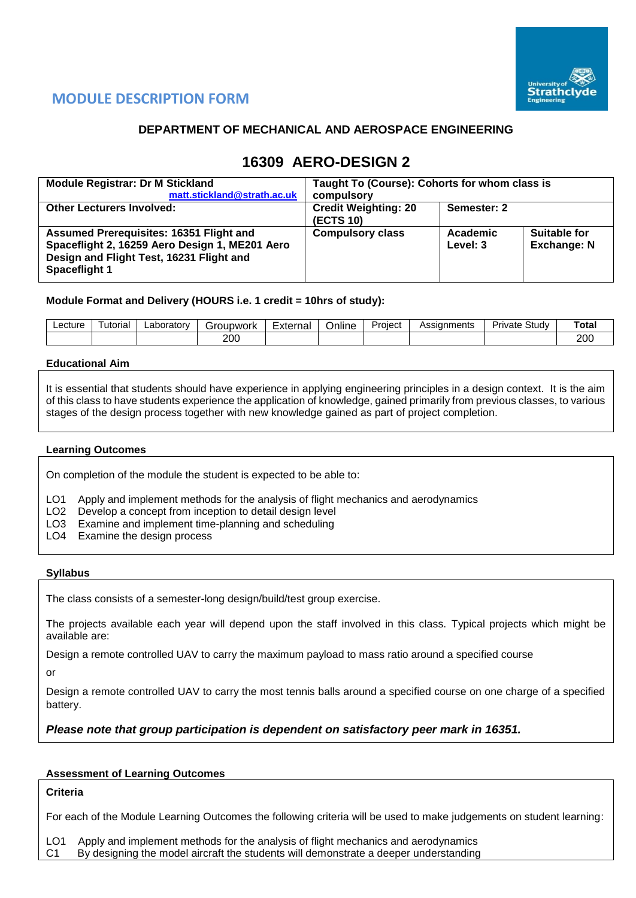## MODULE DESCRIPTION FORM

### DEPARTMENT OF MECHANICAL AND AEROSPACE ENGINEERING

# 16309 AERO-DESIGN 2

| **Module Registrar: Dr M Stickland** matt.stickland@strath.ac.uk | **Taught To (Course): Cohorts for whom class is compulsory** | | |
|---|---|---|---|
| **Other Lecturers Involved:** | **Credit Weighting: 20 (ECTS 10)** | **Semester: 2** | |
| **Assumed Prerequisites: 16351 Flight and Spaceflight 2, 16259 Aero Design 1, ME201 Aero Design and Flight Test, 16231 Flight and Spaceflight 1** | **Compulsory class** | **Academic Level: 3** | **Suitable for Exchange: N** |

**Module Format and Delivery (HOURS i.e. 1 credit = 10hrs of study):**

| Lecture | Tutorial | Laboratory | Groupwork | External | Online | Project | Assignments | Private Study | **Total** |
|---|---|---|---|---|---|---|---|---|---|
| | | | 200 | | | | | | 200 |

**Educational Aim**

It is essential that students should have experience in applying engineering principles in a design context. It is the aim of this class to have students experience the application of knowledge, gained primarily from previous classes, to various stages of the design process together with new knowledge gained as part of project completion.

**Learning Outcomes**

On completion of the module the student is expected to be able to:

- LO1 Apply and implement methods for the analysis of flight mechanics and aerodynamics
- LO2 Develop a concept from inception to detail design level
- LO3 Examine and implement time-planning and scheduling
- LO4 Examine the design process

**Syllabus**

The class consists of a semester-long design/build/test group exercise.

The projects available each year will depend upon the staff involved in this class. Typical projects which might be available are:

Design a remote controlled UAV to carry the maximum payload to mass ratio around a specified course

or

Design a remote controlled UAV to carry the most tennis balls around a specified course on one charge of a specified battery.

***Please note that group participation is dependent on satisfactory peer mark in 16351.***

**Assessment of Learning Outcomes**

**Criteria**

For each of the Module Learning Outcomes the following criteria will be used to make judgements on student learning:

LO1 Apply and implement methods for the analysis of flight mechanics and aerodynamics
C1 By designing the model aircraft the students will demonstrate a deeper understanding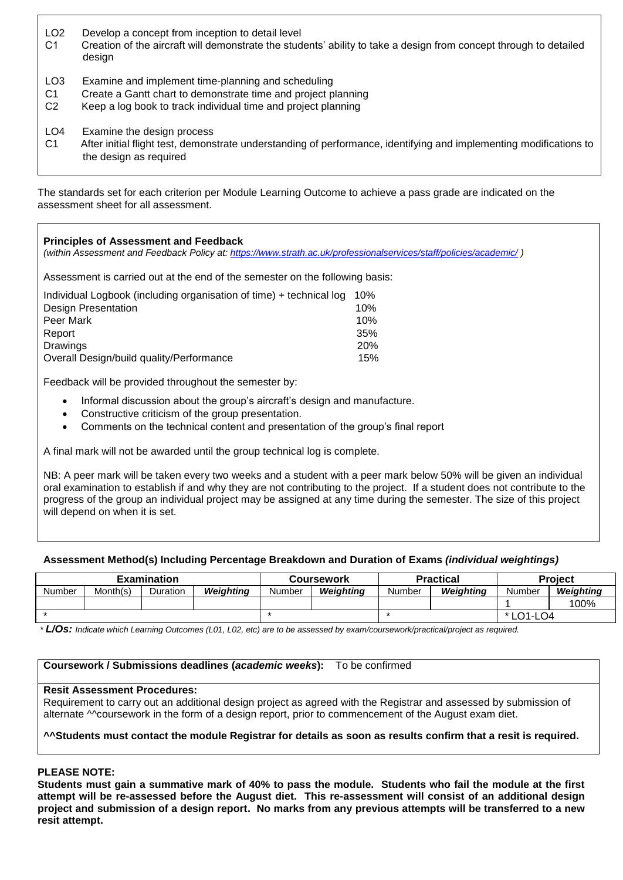LO2 Develop a concept from inception to detail level
C1 Creation of the aircraft will demonstrate the students' ability to take a design from concept through to detailed design

LO3 Examine and implement time-planning and scheduling
C1 Create a Gantt chart to demonstrate time and project planning
C2 Keep a log book to track individual time and project planning

LO4 Examine the design process
C1 After initial flight test, demonstrate understanding of performance, identifying and implementing modifications to the design as required

The standards set for each criterion per Module Learning Outcome to achieve a pass grade are indicated on the assessment sheet for all assessment.

**Principles of Assessment and Feedback**
*(within Assessment and Feedback Policy at: https://www.strath.ac.uk/professionalservices/staff/policies/academic/ )*

Assessment is carried out at the end of the semester on the following basis:

| | |
|---|---|
| Individual Logbook (including organisation of time) + technical log | 10% |
| Design Presentation | 10% |
| Peer Mark | 10% |
| Report | 35% |
| Drawings | 20% |
| Overall Design/build quality/Performance | 15% |

Feedback will be provided throughout the semester by:

- Informal discussion about the group's aircraft's design and manufacture.
- Constructive criticism of the group presentation.
- Comments on the technical content and presentation of the group's final report

A final mark will not be awarded until the group technical log is complete.

NB: A peer mark will be taken every two weeks and a student with a peer mark below 50% will be given an individual oral examination to establish if and why they are not contributing to the project. If a student does not contribute to the progress of the group an individual project may be assigned at any time during the semester. The size of this project will depend on when it is set.

**Assessment Method(s) Including Percentage Breakdown and Duration of Exams** ***(individual weightings)***

| Examination | | | | Coursework | | Practical | | Project | |
|---|---|---|---|---|---|---|---|---|---|
| Number | Month(s) | Duration | ***Weighting*** | Number | ***Weighting*** | Number | ***Weighting*** | Number | ***Weighting*** |
| | | | | | | | | 1 | 100% |
| * | | | | * | | * | | * LO1-LO4 | |

*\* **L/Os:** Indicate which Learning Outcomes (L01, L02, etc) are to be assessed by exam/coursework/practical/project as required.*

**Coursework / Submissions deadlines (*academic weeks*):** To be confirmed

**Resit Assessment Procedures:**
Requirement to carry out an additional design project as agreed with the Registrar and assessed by submission of alternate ^^coursework in the form of a design report, prior to commencement of the August exam diet.

**^^Students must contact the module Registrar for details as soon as results confirm that a resit is required.**

**PLEASE NOTE:**
**Students must gain a summative mark of 40% to pass the module. Students who fail the module at the first attempt will be re-assessed before the August diet. This re-assessment will consist of an additional design project and submission of a design report. No marks from any previous attempts will be transferred to a new resit attempt.**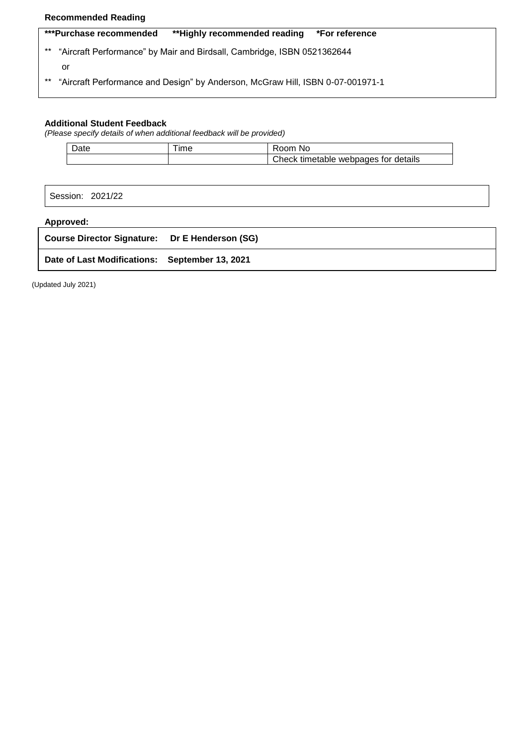**Recommended Reading**

| ***Purchase recommended &nbsp;&nbsp;&nbsp; **Highly recommended reading &nbsp;&nbsp;&nbsp; *For reference |
|---|
| ** "Aircraft Performance" by Mair and Birdsall, Cambridge, ISBN 0521362644 |
| or |
| ** "Aircraft Performance and Design" by Anderson, McGraw Hill, ISBN 0-07-001971-1 |

**Additional Student Feedback**

*(Please specify details of when additional feedback will be provided)*

| Date | Time | Room No |
|---|---|---|
| | | Check timetable webpages for details |

Session: 2021/22

**Approved:**

| **Course Director Signature:** | **Dr E Henderson (SG)** |
|---|---|
| **Date of Last Modifications:** | **September 13, 2021** |

(Updated July 2021)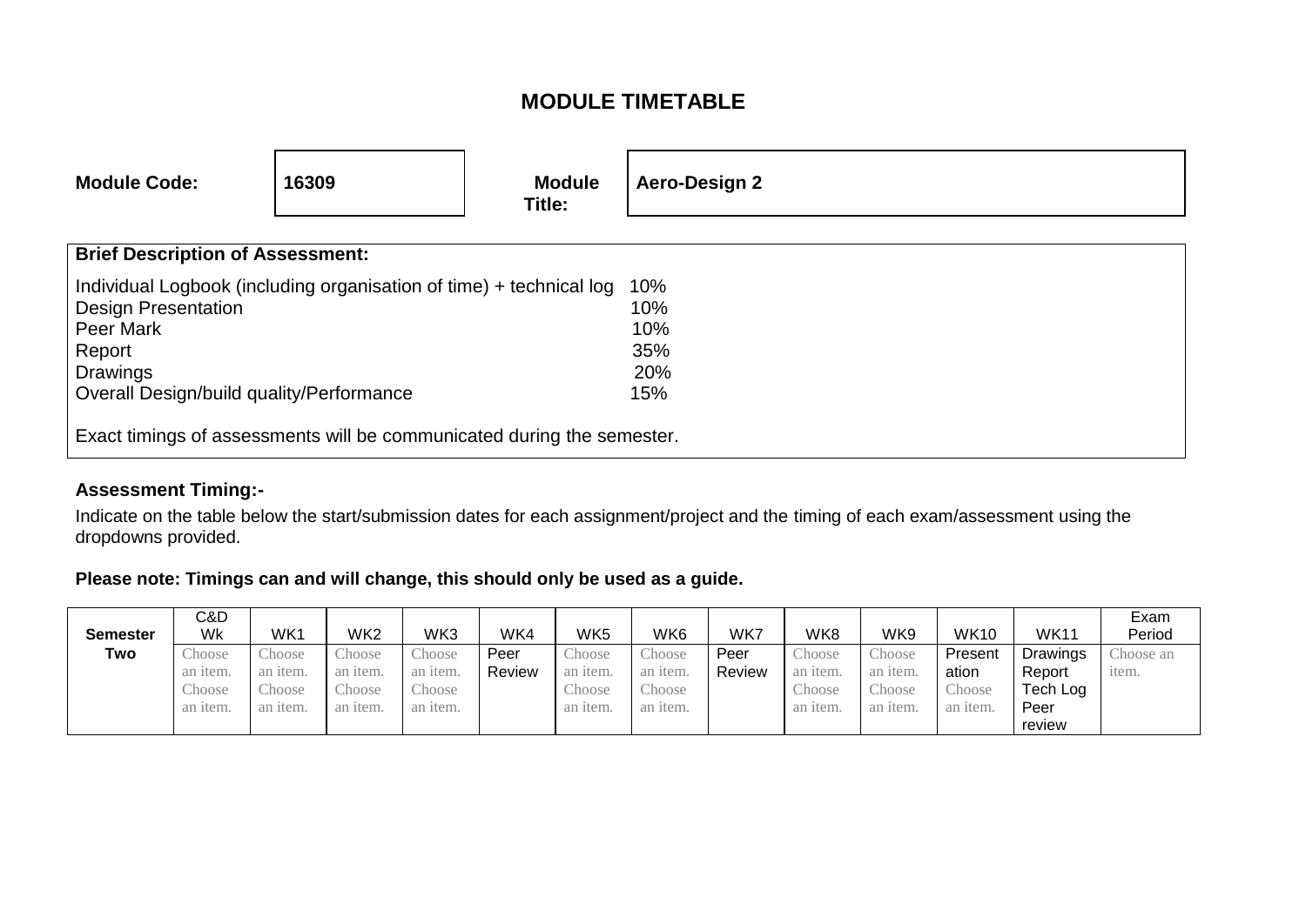# MODULE TIMETABLE

| | | | |
|---|---|---|---|
| **Module Code:** | **16309** | **Module Title:** | **Aero-Design 2** |

**Brief Description of Assessment:**

Individual Logbook (including organisation of time) + technical log 10%
Design Presentation 10%
Peer Mark 10%
Report 35%
Drawings 20%
Overall Design/build quality/Performance 15%

Exact timings of assessments will be communicated during the semester.

**Assessment Timing:-**

Indicate on the table below the start/submission dates for each assignment/project and the timing of each exam/assessment using the dropdowns provided.

**Please note: Timings can and will change, this should only be used as a guide.**

| **Semester** | C&D Wk | WK1 | WK2 | WK3 | WK4 | WK5 | WK6 | WK7 | WK8 | WK9 | WK10 | WK11 | Exam Period |
|---|---|---|---|---|---|---|---|---|---|---|---|---|---|
| **Two** | Choose an item. Choose an item. | Choose an item. Choose an item. | Choose an item. Choose an item. | Choose an item. Choose an item. | Peer Review | Choose an item. Choose an item. | Choose an item. Choose an item. | Peer Review | Choose an item. Choose an item. | Choose an item. Choose an item. | Presentation Choose an item. | Drawings Report Tech Log Peer review | Choose an item. |